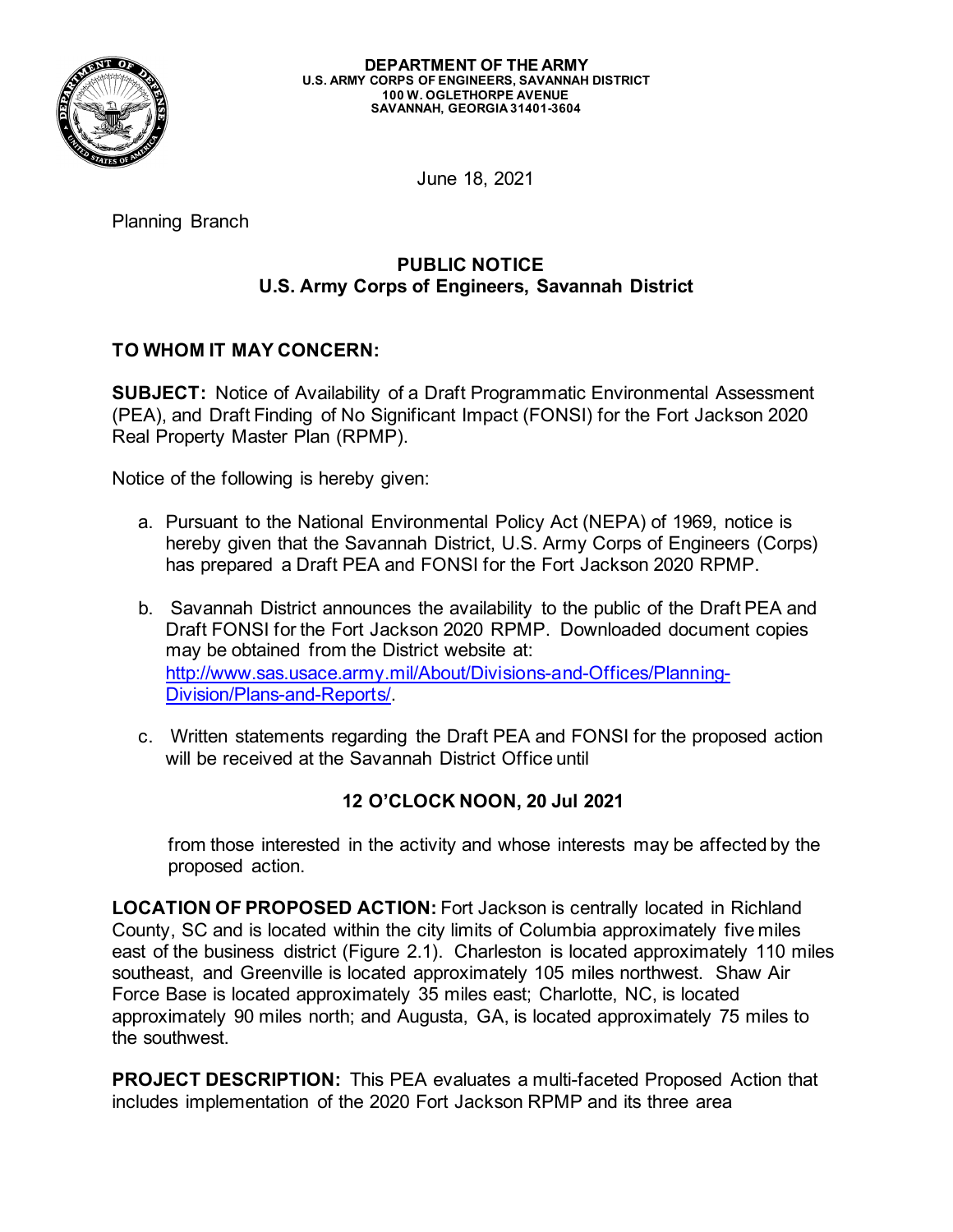**DEPARTMENT OF THE ARMY**
**U.S. ARMY CORPS OF ENGINEERS, SAVANNAH DISTRICT**
**100 W. OGLETHORPE AVENUE**
**SAVANNAH, GEORGIA 31401-3604**

June 18, 2021

Planning Branch

**PUBLIC NOTICE**
**U.S. Army Corps of Engineers, Savannah District**

**TO WHOM IT MAY CONCERN:**

**SUBJECT:** Notice of Availability of a Draft Programmatic Environmental Assessment (PEA), and Draft Finding of No Significant Impact (FONSI) for the Fort Jackson 2020 Real Property Master Plan (RPMP).

Notice of the following is hereby given:

a. Pursuant to the National Environmental Policy Act (NEPA) of 1969, notice is hereby given that the Savannah District, U.S. Army Corps of Engineers (Corps) has prepared a Draft PEA and FONSI for the Fort Jackson 2020 RPMP.

b. Savannah District announces the availability to the public of the Draft PEA and Draft FONSI for the Fort Jackson 2020 RPMP. Downloaded document copies may be obtained from the District website at: [http://www.sas.usace.army.mil/About/Divisions-and-Offices/Planning-Division/Plans-and-Reports/](http://www.sas.usace.army.mil/About/Divisions-and-Offices/Planning-Division/Plans-and-Reports/).

c. Written statements regarding the Draft PEA and FONSI for the proposed action will be received at the Savannah District Office until

**12 O'CLOCK NOON, 20 Jul 2021**

from those interested in the activity and whose interests may be affected by the proposed action.

**LOCATION OF PROPOSED ACTION:** Fort Jackson is centrally located in Richland County, SC and is located within the city limits of Columbia approximately five miles east of the business district (Figure 2.1). Charleston is located approximately 110 miles southeast, and Greenville is located approximately 105 miles northwest. Shaw Air Force Base is located approximately 35 miles east; Charlotte, NC, is located approximately 90 miles north; and Augusta, GA, is located approximately 75 miles to the southwest.

**PROJECT DESCRIPTION:** This PEA evaluates a multi-faceted Proposed Action that includes implementation of the 2020 Fort Jackson RPMP and its three area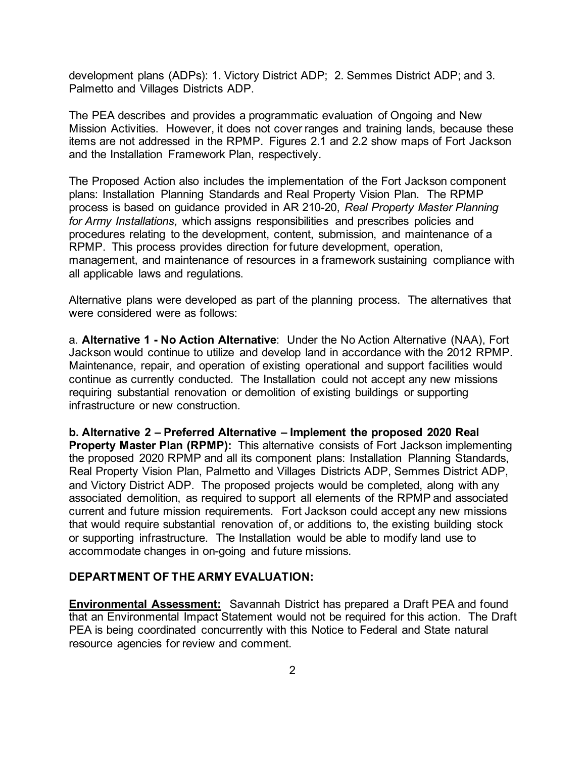development plans (ADPs): 1. Victory District ADP; 2. Semmes District ADP; and 3. Palmetto and Villages Districts ADP.

The PEA describes and provides a programmatic evaluation of Ongoing and New Mission Activities. However, it does not cover ranges and training lands, because these items are not addressed in the RPMP. Figures 2.1 and 2.2 show maps of Fort Jackson and the Installation Framework Plan, respectively.

The Proposed Action also includes the implementation of the Fort Jackson component plans: Installation Planning Standards and Real Property Vision Plan. The RPMP process is based on guidance provided in AR 210-20, *Real Property Master Planning for Army Installations,* which assigns responsibilities and prescribes policies and procedures relating to the development, content, submission, and maintenance of a RPMP. This process provides direction for future development, operation, management, and maintenance of resources in a framework sustaining compliance with all applicable laws and regulations.

Alternative plans were developed as part of the planning process. The alternatives that were considered were as follows:

a. **Alternative 1 - No Action Alternative**: Under the No Action Alternative (NAA), Fort Jackson would continue to utilize and develop land in accordance with the 2012 RPMP. Maintenance, repair, and operation of existing operational and support facilities would continue as currently conducted. The Installation could not accept any new missions requiring substantial renovation or demolition of existing buildings or supporting infrastructure or new construction.

**b. Alternative 2 – Preferred Alternative – Implement the proposed 2020 Real Property Master Plan (RPMP):** This alternative consists of Fort Jackson implementing the proposed 2020 RPMP and all its component plans: Installation Planning Standards, Real Property Vision Plan, Palmetto and Villages Districts ADP, Semmes District ADP, and Victory District ADP. The proposed projects would be completed, along with any associated demolition, as required to support all elements of the RPMP and associated current and future mission requirements. Fort Jackson could accept any new missions that would require substantial renovation of, or additions to, the existing building stock or supporting infrastructure. The Installation would be able to modify land use to accommodate changes in on-going and future missions.

## DEPARTMENT OF THE ARMY EVALUATION:

**Environmental Assessment:** Savannah District has prepared a Draft PEA and found that an Environmental Impact Statement would not be required for this action. The Draft PEA is being coordinated concurrently with this Notice to Federal and State natural resource agencies for review and comment.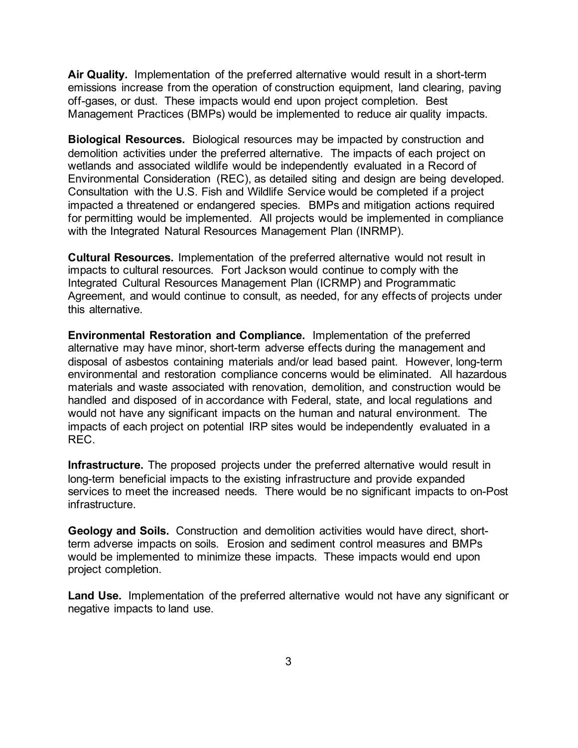**Air Quality.** Implementation of the preferred alternative would result in a short-term emissions increase from the operation of construction equipment, land clearing, paving off-gases, or dust. These impacts would end upon project completion. Best Management Practices (BMPs) would be implemented to reduce air quality impacts.

**Biological Resources.** Biological resources may be impacted by construction and demolition activities under the preferred alternative. The impacts of each project on wetlands and associated wildlife would be independently evaluated in a Record of Environmental Consideration (REC), as detailed siting and design are being developed. Consultation with the U.S. Fish and Wildlife Service would be completed if a project impacted a threatened or endangered species. BMPs and mitigation actions required for permitting would be implemented. All projects would be implemented in compliance with the Integrated Natural Resources Management Plan (INRMP).

**Cultural Resources.** Implementation of the preferred alternative would not result in impacts to cultural resources. Fort Jackson would continue to comply with the Integrated Cultural Resources Management Plan (ICRMP) and Programmatic Agreement, and would continue to consult, as needed, for any effects of projects under this alternative.

**Environmental Restoration and Compliance.** Implementation of the preferred alternative may have minor, short-term adverse effects during the management and disposal of asbestos containing materials and/or lead based paint. However, long-term environmental and restoration compliance concerns would be eliminated. All hazardous materials and waste associated with renovation, demolition, and construction would be handled and disposed of in accordance with Federal, state, and local regulations and would not have any significant impacts on the human and natural environment. The impacts of each project on potential IRP sites would be independently evaluated in a REC.

**Infrastructure.** The proposed projects under the preferred alternative would result in long-term beneficial impacts to the existing infrastructure and provide expanded services to meet the increased needs. There would be no significant impacts to on-Post infrastructure.

**Geology and Soils.** Construction and demolition activities would have direct, short-term adverse impacts on soils. Erosion and sediment control measures and BMPs would be implemented to minimize these impacts. These impacts would end upon project completion.

**Land Use.** Implementation of the preferred alternative would not have any significant or negative impacts to land use.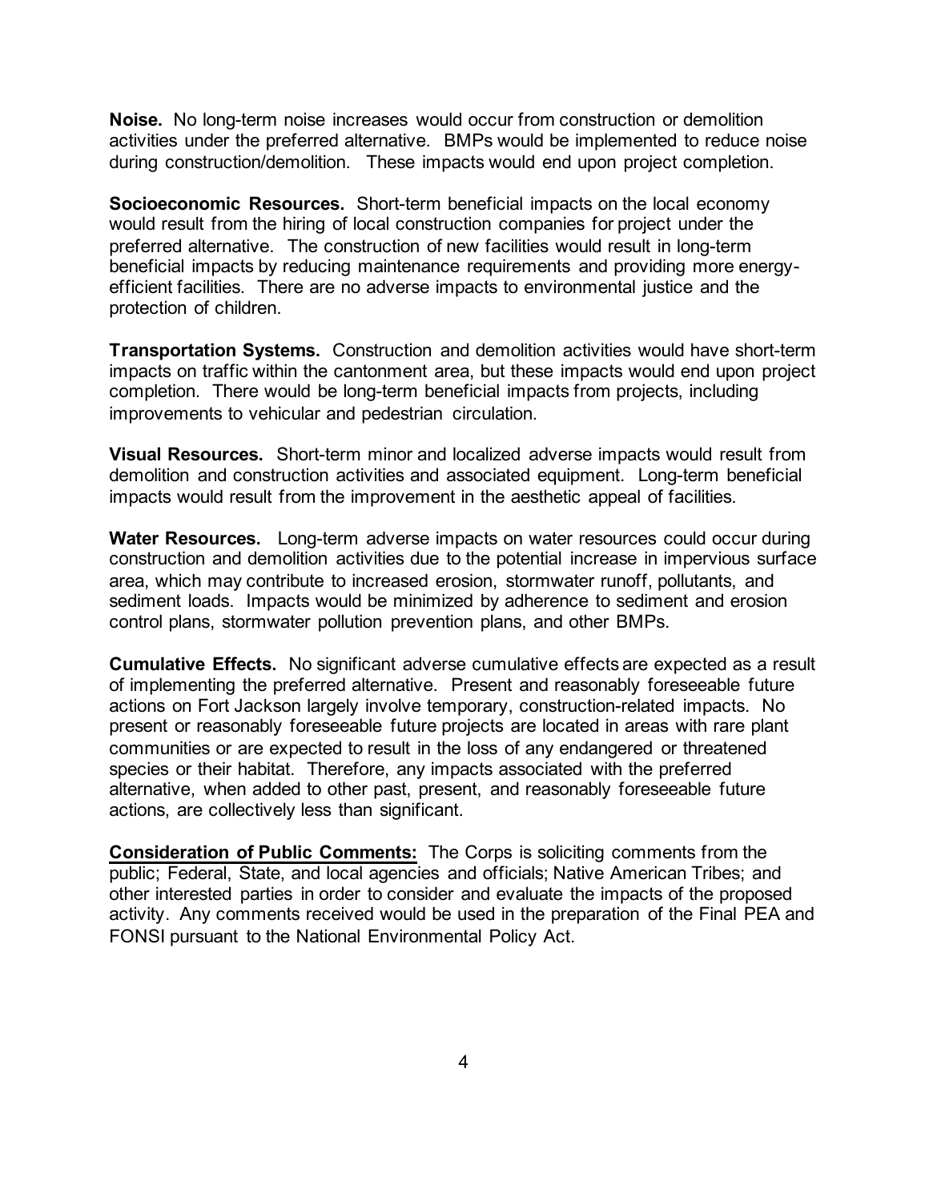**Noise.** No long-term noise increases would occur from construction or demolition activities under the preferred alternative. BMPs would be implemented to reduce noise during construction/demolition. These impacts would end upon project completion.

**Socioeconomic Resources.** Short-term beneficial impacts on the local economy would result from the hiring of local construction companies for project under the preferred alternative. The construction of new facilities would result in long-term beneficial impacts by reducing maintenance requirements and providing more energy-efficient facilities. There are no adverse impacts to environmental justice and the protection of children.

**Transportation Systems.** Construction and demolition activities would have short-term impacts on traffic within the cantonment area, but these impacts would end upon project completion. There would be long-term beneficial impacts from projects, including improvements to vehicular and pedestrian circulation.

**Visual Resources.** Short-term minor and localized adverse impacts would result from demolition and construction activities and associated equipment. Long-term beneficial impacts would result from the improvement in the aesthetic appeal of facilities.

**Water Resources.** Long-term adverse impacts on water resources could occur during construction and demolition activities due to the potential increase in impervious surface area, which may contribute to increased erosion, stormwater runoff, pollutants, and sediment loads. Impacts would be minimized by adherence to sediment and erosion control plans, stormwater pollution prevention plans, and other BMPs.

**Cumulative Effects.** No significant adverse cumulative effects are expected as a result of implementing the preferred alternative. Present and reasonably foreseeable future actions on Fort Jackson largely involve temporary, construction-related impacts. No present or reasonably foreseeable future projects are located in areas with rare plant communities or are expected to result in the loss of any endangered or threatened species or their habitat. Therefore, any impacts associated with the preferred alternative, when added to other past, present, and reasonably foreseeable future actions, are collectively less than significant.

**Consideration of Public Comments:** The Corps is soliciting comments from the public; Federal, State, and local agencies and officials; Native American Tribes; and other interested parties in order to consider and evaluate the impacts of the proposed activity. Any comments received would be used in the preparation of the Final PEA and FONSI pursuant to the National Environmental Policy Act.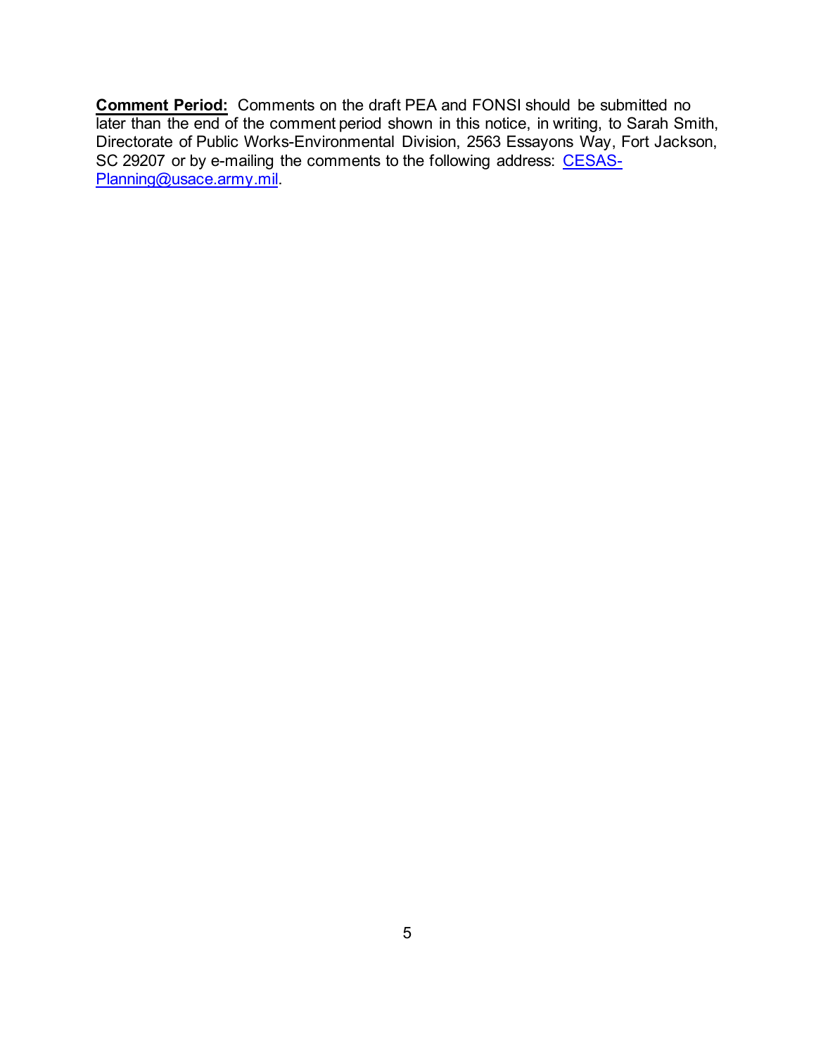**Comment Period:** Comments on the draft PEA and FONSI should be submitted no later than the end of the comment period shown in this notice, in writing, to Sarah Smith, Directorate of Public Works-Environmental Division, 2563 Essayons Way, Fort Jackson, SC 29207 or by e-mailing the comments to the following address: CESAS-Planning@usace.army.mil.